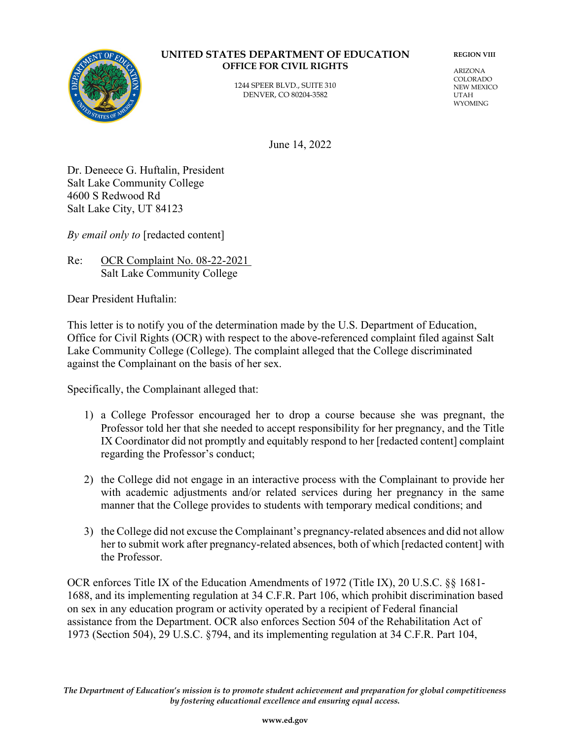**UNITED STATES DEPARTMENT OF EDUCATION**
**OFFICE FOR CIVIL RIGHTS**

1244 SPEER BLVD., SUITE 310
DENVER, CO 80204-3582

**REGION VIII**

ARIZONA
COLORADO
NEW MEXICO
UTAH
WYOMING

June 14, 2022

Dr. Deneece G. Huftalin, President
Salt Lake Community College
4600 S Redwood Rd
Salt Lake City, UT 84123

*By email only to* [redacted content]

Re: OCR Complaint No. 08-22-2021
Salt Lake Community College

Dear President Huftalin:

This letter is to notify you of the determination made by the U.S. Department of Education, Office for Civil Rights (OCR) with respect to the above-referenced complaint filed against Salt Lake Community College (College). The complaint alleged that the College discriminated against the Complainant on the basis of her sex.

Specifically, the Complainant alleged that:

1) a College Professor encouraged her to drop a course because she was pregnant, the Professor told her that she needed to accept responsibility for her pregnancy, and the Title IX Coordinator did not promptly and equitably respond to her [redacted content] complaint regarding the Professor's conduct;

2) the College did not engage in an interactive process with the Complainant to provide her with academic adjustments and/or related services during her pregnancy in the same manner that the College provides to students with temporary medical conditions; and

3) the College did not excuse the Complainant's pregnancy-related absences and did not allow her to submit work after pregnancy-related absences, both of which [redacted content] with the Professor.

OCR enforces Title IX of the Education Amendments of 1972 (Title IX), 20 U.S.C. §§ 1681-1688, and its implementing regulation at 34 C.F.R. Part 106, which prohibit discrimination based on sex in any education program or activity operated by a recipient of Federal financial assistance from the Department. OCR also enforces Section 504 of the Rehabilitation Act of 1973 (Section 504), 29 U.S.C. §794, and its implementing regulation at 34 C.F.R. Part 104,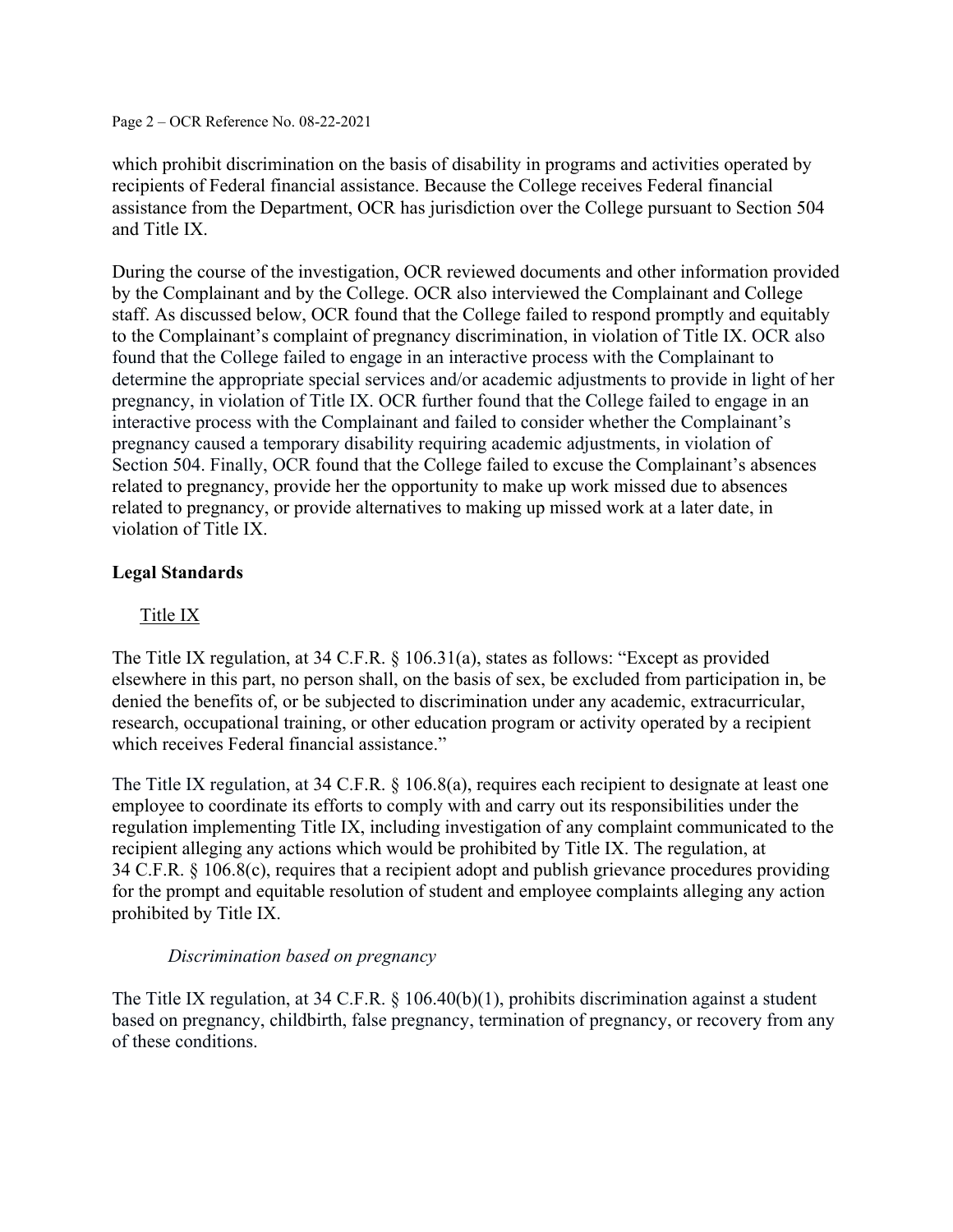which prohibit discrimination on the basis of disability in programs and activities operated by recipients of Federal financial assistance. Because the College receives Federal financial assistance from the Department, OCR has jurisdiction over the College pursuant to Section 504 and Title IX.

During the course of the investigation, OCR reviewed documents and other information provided by the Complainant and by the College. OCR also interviewed the Complainant and College staff. As discussed below, OCR found that the College failed to respond promptly and equitably to the Complainant's complaint of pregnancy discrimination, in violation of Title IX. OCR also found that the College failed to engage in an interactive process with the Complainant to determine the appropriate special services and/or academic adjustments to provide in light of her pregnancy, in violation of Title IX. OCR further found that the College failed to engage in an interactive process with the Complainant and failed to consider whether the Complainant's pregnancy caused a temporary disability requiring academic adjustments, in violation of Section 504. Finally, OCR found that the College failed to excuse the Complainant's absences related to pregnancy, provide her the opportunity to make up work missed due to absences related to pregnancy, or provide alternatives to making up missed work at a later date, in violation of Title IX.

## Legal Standards

### Title IX

The Title IX regulation, at 34 C.F.R. § 106.31(a), states as follows: "Except as provided elsewhere in this part, no person shall, on the basis of sex, be excluded from participation in, be denied the benefits of, or be subjected to discrimination under any academic, extracurricular, research, occupational training, or other education program or activity operated by a recipient which receives Federal financial assistance."

The Title IX regulation, at 34 C.F.R. § 106.8(a), requires each recipient to designate at least one employee to coordinate its efforts to comply with and carry out its responsibilities under the regulation implementing Title IX, including investigation of any complaint communicated to the recipient alleging any actions which would be prohibited by Title IX. The regulation, at 34 C.F.R. § 106.8(c), requires that a recipient adopt and publish grievance procedures providing for the prompt and equitable resolution of student and employee complaints alleging any action prohibited by Title IX.

#### *Discrimination based on pregnancy*

The Title IX regulation, at 34 C.F.R. § 106.40(b)(1), prohibits discrimination against a student based on pregnancy, childbirth, false pregnancy, termination of pregnancy, or recovery from any of these conditions.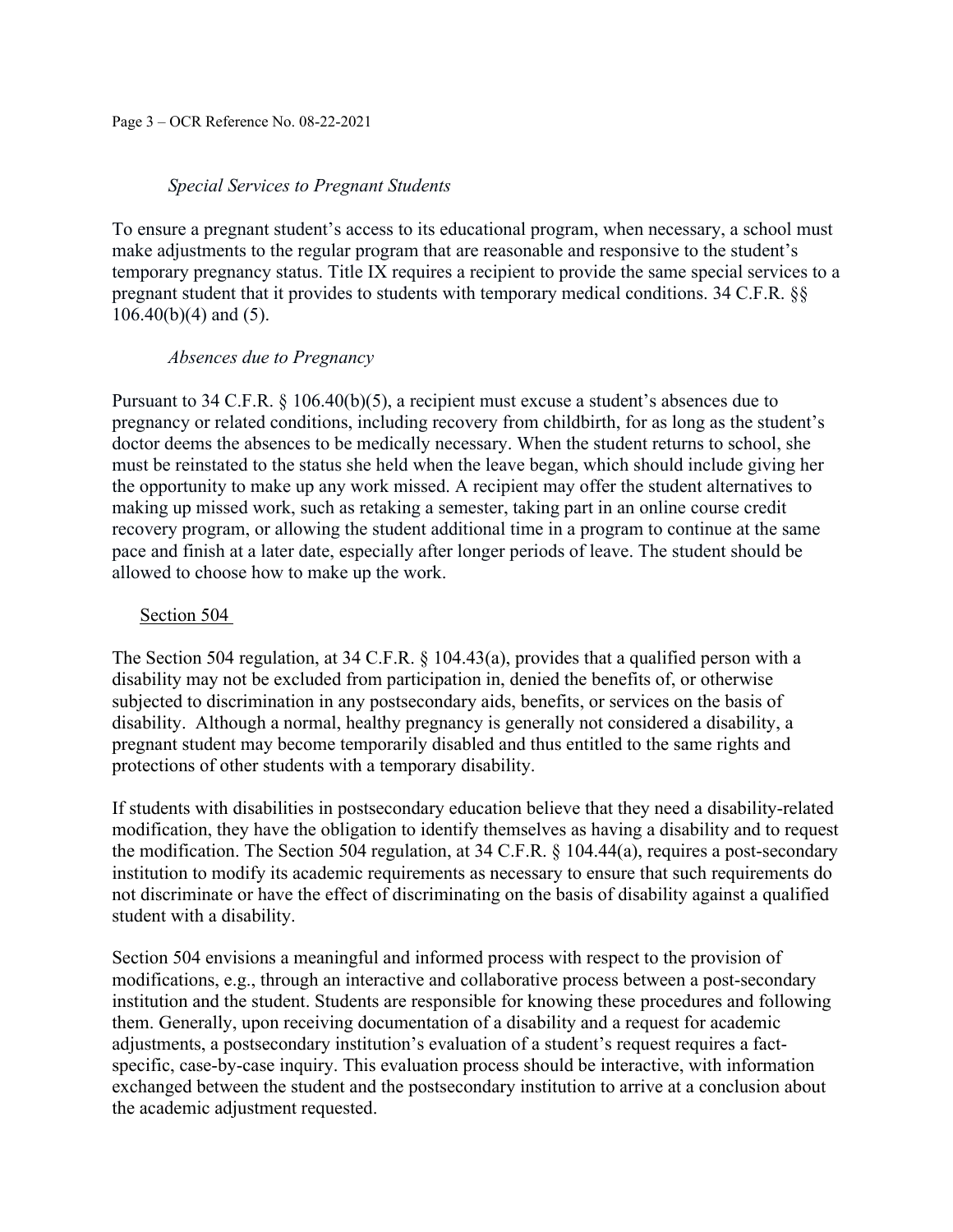*Special Services to Pregnant Students*

To ensure a pregnant student's access to its educational program, when necessary, a school must make adjustments to the regular program that are reasonable and responsive to the student's temporary pregnancy status. Title IX requires a recipient to provide the same special services to a pregnant student that it provides to students with temporary medical conditions. 34 C.F.R. §§ 106.40(b)(4) and (5).

*Absences due to Pregnancy*

Pursuant to 34 C.F.R. § 106.40(b)(5), a recipient must excuse a student's absences due to pregnancy or related conditions, including recovery from childbirth, for as long as the student's doctor deems the absences to be medically necessary. When the student returns to school, she must be reinstated to the status she held when the leave began, which should include giving her the opportunity to make up any work missed. A recipient may offer the student alternatives to making up missed work, such as retaking a semester, taking part in an online course credit recovery program, or allowing the student additional time in a program to continue at the same pace and finish at a later date, especially after longer periods of leave. The student should be allowed to choose how to make up the work.

Section 504

The Section 504 regulation, at 34 C.F.R. § 104.43(a), provides that a qualified person with a disability may not be excluded from participation in, denied the benefits of, or otherwise subjected to discrimination in any postsecondary aids, benefits, or services on the basis of disability. Although a normal, healthy pregnancy is generally not considered a disability, a pregnant student may become temporarily disabled and thus entitled to the same rights and protections of other students with a temporary disability.

If students with disabilities in postsecondary education believe that they need a disability-related modification, they have the obligation to identify themselves as having a disability and to request the modification. The Section 504 regulation, at 34 C.F.R. § 104.44(a), requires a post-secondary institution to modify its academic requirements as necessary to ensure that such requirements do not discriminate or have the effect of discriminating on the basis of disability against a qualified student with a disability.

Section 504 envisions a meaningful and informed process with respect to the provision of modifications, e.g., through an interactive and collaborative process between a post-secondary institution and the student. Students are responsible for knowing these procedures and following them. Generally, upon receiving documentation of a disability and a request for academic adjustments, a postsecondary institution's evaluation of a student's request requires a fact-specific, case-by-case inquiry. This evaluation process should be interactive, with information exchanged between the student and the postsecondary institution to arrive at a conclusion about the academic adjustment requested.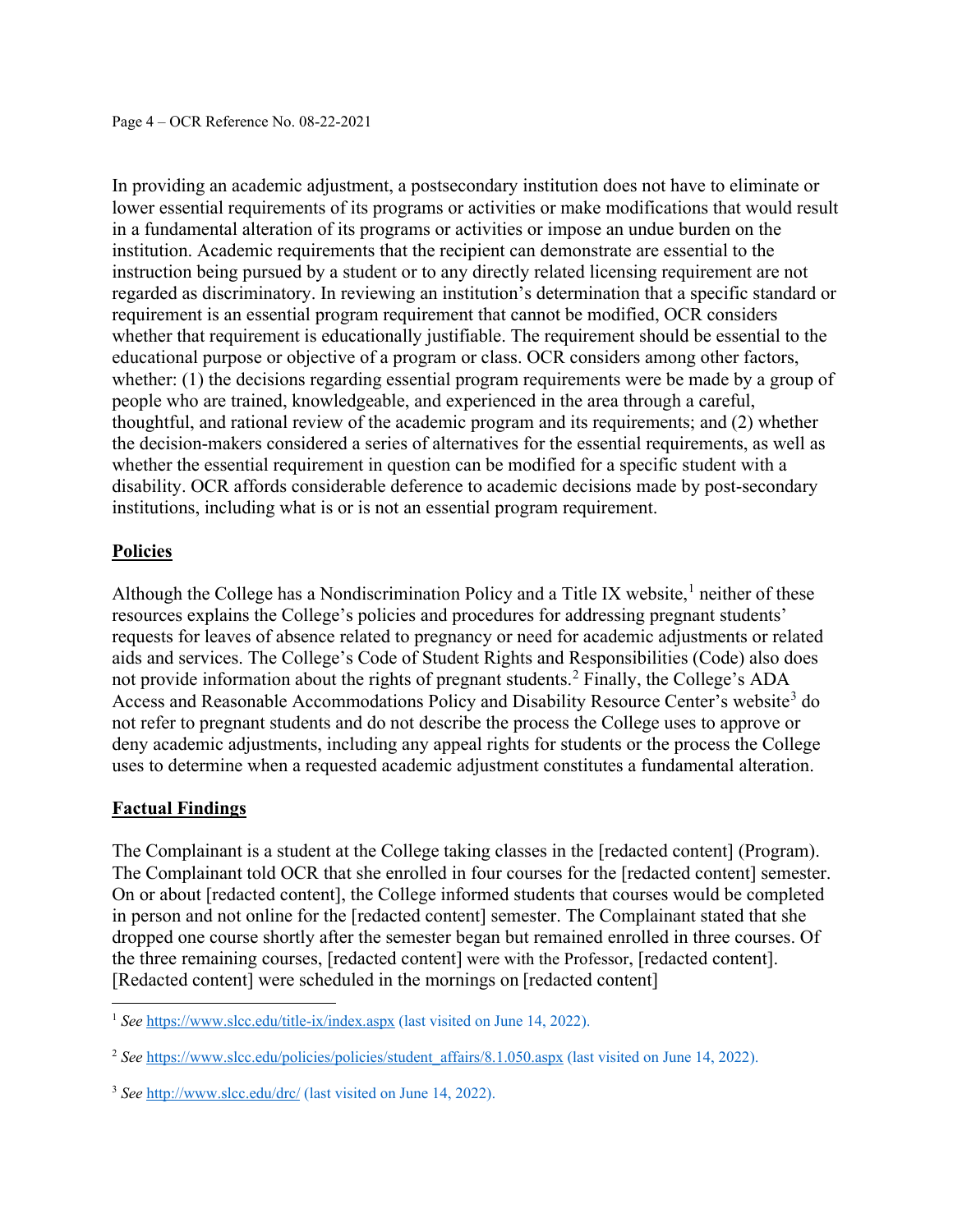In providing an academic adjustment, a postsecondary institution does not have to eliminate or lower essential requirements of its programs or activities or make modifications that would result in a fundamental alteration of its programs or activities or impose an undue burden on the institution. Academic requirements that the recipient can demonstrate are essential to the instruction being pursued by a student or to any directly related licensing requirement are not regarded as discriminatory. In reviewing an institution's determination that a specific standard or requirement is an essential program requirement that cannot be modified, OCR considers whether that requirement is educationally justifiable. The requirement should be essential to the educational purpose or objective of a program or class. OCR considers among other factors, whether: (1) the decisions regarding essential program requirements were be made by a group of people who are trained, knowledgeable, and experienced in the area through a careful, thoughtful, and rational review of the academic program and its requirements; and (2) whether the decision-makers considered a series of alternatives for the essential requirements, as well as whether the essential requirement in question can be modified for a specific student with a disability. OCR affords considerable deference to academic decisions made by post-secondary institutions, including what is or is not an essential program requirement.

## Policies

Although the College has a Nondiscrimination Policy and a Title IX website,[1] neither of these resources explains the College's policies and procedures for addressing pregnant students' requests for leaves of absence related to pregnancy or need for academic adjustments or related aids and services. The College's Code of Student Rights and Responsibilities (Code) also does not provide information about the rights of pregnant students.[2] Finally, the College's ADA Access and Reasonable Accommodations Policy and Disability Resource Center's website[3] do not refer to pregnant students and do not describe the process the College uses to approve or deny academic adjustments, including any appeal rights for students or the process the College uses to determine when a requested academic adjustment constitutes a fundamental alteration.

## Factual Findings

The Complainant is a student at the College taking classes in the [redacted content] (Program). The Complainant told OCR that she enrolled in four courses for the [redacted content] semester. On or about [redacted content], the College informed students that courses would be completed in person and not online for the [redacted content] semester. The Complainant stated that she dropped one course shortly after the semester began but remained enrolled in three courses. Of the three remaining courses, [redacted content] were with the Professor, [redacted content]. [Redacted content] were scheduled in the mornings on [redacted content]

---

[1] *See* https://www.slcc.edu/title-ix/index.aspx (last visited on June 14, 2022).

[2] *See* https://www.slcc.edu/policies/policies/student_affairs/8.1.050.aspx (last visited on June 14, 2022).

[3] *See* http://www.slcc.edu/drc/ (last visited on June 14, 2022).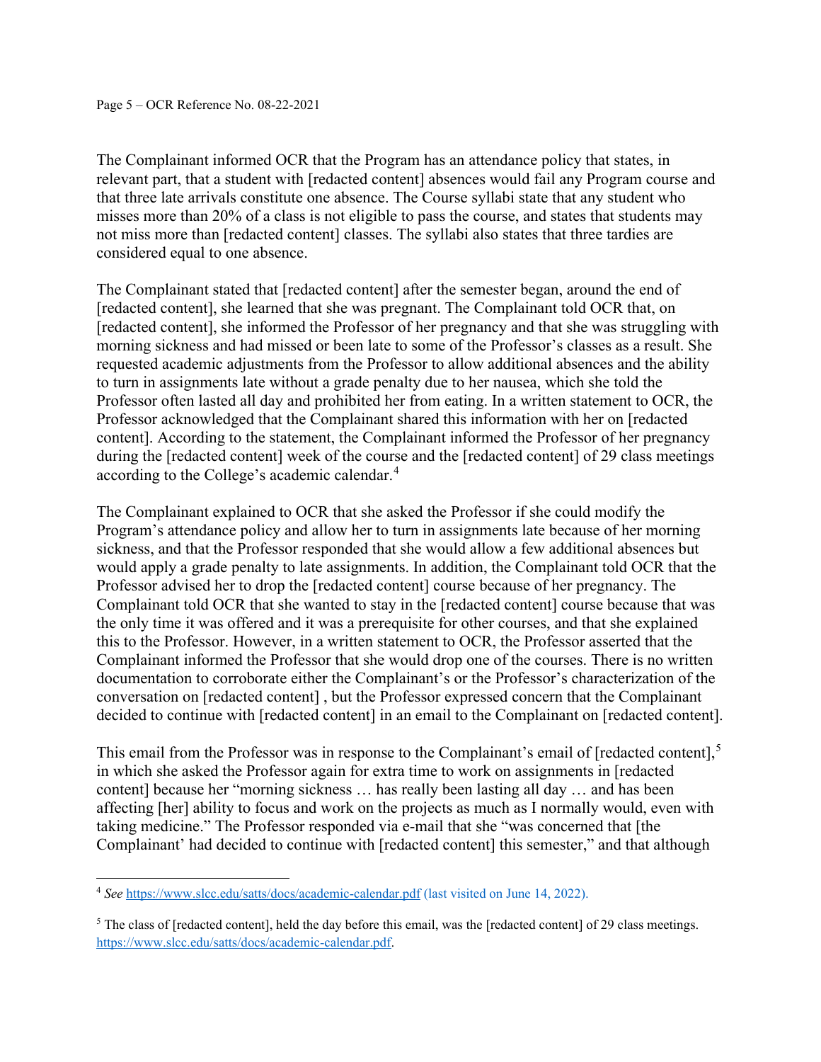The Complainant informed OCR that the Program has an attendance policy that states, in relevant part, that a student with [redacted content] absences would fail any Program course and that three late arrivals constitute one absence. The Course syllabi state that any student who misses more than 20% of a class is not eligible to pass the course, and states that students may not miss more than [redacted content] classes. The syllabi also states that three tardies are considered equal to one absence.

The Complainant stated that [redacted content] after the semester began, around the end of [redacted content], she learned that she was pregnant. The Complainant told OCR that, on [redacted content], she informed the Professor of her pregnancy and that she was struggling with morning sickness and had missed or been late to some of the Professor's classes as a result. She requested academic adjustments from the Professor to allow additional absences and the ability to turn in assignments late without a grade penalty due to her nausea, which she told the Professor often lasted all day and prohibited her from eating. In a written statement to OCR, the Professor acknowledged that the Complainant shared this information with her on [redacted content]. According to the statement, the Complainant informed the Professor of her pregnancy during the [redacted content] week of the course and the [redacted content] of 29 class meetings according to the College's academic calendar.[4]

The Complainant explained to OCR that she asked the Professor if she could modify the Program's attendance policy and allow her to turn in assignments late because of her morning sickness, and that the Professor responded that she would allow a few additional absences but would apply a grade penalty to late assignments. In addition, the Complainant told OCR that the Professor advised her to drop the [redacted content] course because of her pregnancy. The Complainant told OCR that she wanted to stay in the [redacted content] course because that was the only time it was offered and it was a prerequisite for other courses, and that she explained this to the Professor. However, in a written statement to OCR, the Professor asserted that the Complainant informed the Professor that she would drop one of the courses. There is no written documentation to corroborate either the Complainant's or the Professor's characterization of the conversation on [redacted content] , but the Professor expressed concern that the Complainant decided to continue with [redacted content] in an email to the Complainant on [redacted content].

This email from the Professor was in response to the Complainant's email of [redacted content],[5] in which she asked the Professor again for extra time to work on assignments in [redacted content] because her "morning sickness … has really been lasting all day … and has been affecting [her] ability to focus and work on the projects as much as I normally would, even with taking medicine." The Professor responded via e-mail that she "was concerned that [the Complainant' had decided to continue with [redacted content] this semester," and that although

---

[4] *See* https://www.slcc.edu/satts/docs/academic-calendar.pdf (last visited on June 14, 2022).

[5] The class of [redacted content], held the day before this email, was the [redacted content] of 29 class meetings. https://www.slcc.edu/satts/docs/academic-calendar.pdf.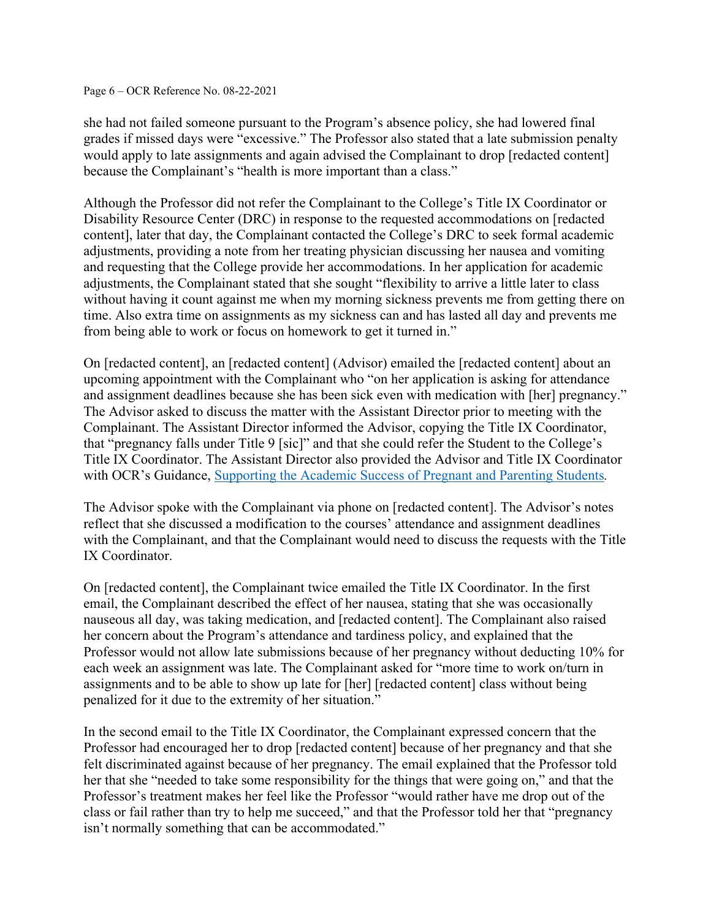she had not failed someone pursuant to the Program's absence policy, she had lowered final grades if missed days were "excessive." The Professor also stated that a late submission penalty would apply to late assignments and again advised the Complainant to drop [redacted content] because the Complainant's "health is more important than a class."

Although the Professor did not refer the Complainant to the College's Title IX Coordinator or Disability Resource Center (DRC) in response to the requested accommodations on [redacted content], later that day, the Complainant contacted the College's DRC to seek formal academic adjustments, providing a note from her treating physician discussing her nausea and vomiting and requesting that the College provide her accommodations. In her application for academic adjustments, the Complainant stated that she sought "flexibility to arrive a little later to class without having it count against me when my morning sickness prevents me from getting there on time. Also extra time on assignments as my sickness can and has lasted all day and prevents me from being able to work or focus on homework to get it turned in."

On [redacted content], an [redacted content] (Advisor) emailed the [redacted content] about an upcoming appointment with the Complainant who "on her application is asking for attendance and assignment deadlines because she has been sick even with medication with [her] pregnancy." The Advisor asked to discuss the matter with the Assistant Director prior to meeting with the Complainant. The Assistant Director informed the Advisor, copying the Title IX Coordinator, that "pregnancy falls under Title 9 [sic]" and that she could refer the Student to the College's Title IX Coordinator. The Assistant Director also provided the Advisor and Title IX Coordinator with OCR's Guidance, Supporting the Academic Success of Pregnant and Parenting Students.

The Advisor spoke with the Complainant via phone on [redacted content]. The Advisor's notes reflect that she discussed a modification to the courses' attendance and assignment deadlines with the Complainant, and that the Complainant would need to discuss the requests with the Title IX Coordinator.

On [redacted content], the Complainant twice emailed the Title IX Coordinator. In the first email, the Complainant described the effect of her nausea, stating that she was occasionally nauseous all day, was taking medication, and [redacted content]. The Complainant also raised her concern about the Program's attendance and tardiness policy, and explained that the Professor would not allow late submissions because of her pregnancy without deducting 10% for each week an assignment was late. The Complainant asked for "more time to work on/turn in assignments and to be able to show up late for [her] [redacted content] class without being penalized for it due to the extremity of her situation."

In the second email to the Title IX Coordinator, the Complainant expressed concern that the Professor had encouraged her to drop [redacted content] because of her pregnancy and that she felt discriminated against because of her pregnancy. The email explained that the Professor told her that she "needed to take some responsibility for the things that were going on," and that the Professor's treatment makes her feel like the Professor "would rather have me drop out of the class or fail rather than try to help me succeed," and that the Professor told her that "pregnancy isn't normally something that can be accommodated."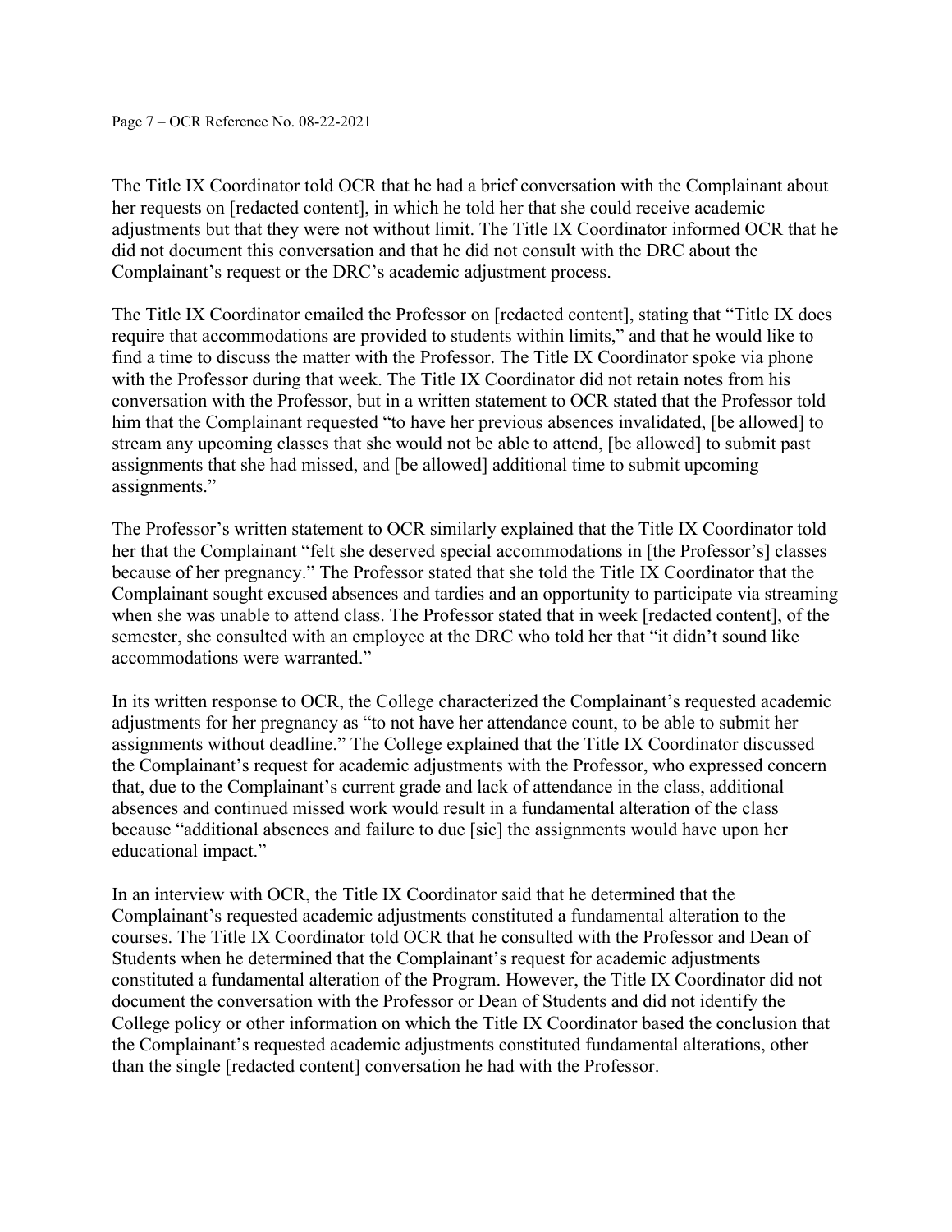The Title IX Coordinator told OCR that he had a brief conversation with the Complainant about her requests on [redacted content], in which he told her that she could receive academic adjustments but that they were not without limit. The Title IX Coordinator informed OCR that he did not document this conversation and that he did not consult with the DRC about the Complainant's request or the DRC's academic adjustment process.

The Title IX Coordinator emailed the Professor on [redacted content], stating that "Title IX does require that accommodations are provided to students within limits," and that he would like to find a time to discuss the matter with the Professor. The Title IX Coordinator spoke via phone with the Professor during that week. The Title IX Coordinator did not retain notes from his conversation with the Professor, but in a written statement to OCR stated that the Professor told him that the Complainant requested "to have her previous absences invalidated, [be allowed] to stream any upcoming classes that she would not be able to attend, [be allowed] to submit past assignments that she had missed, and [be allowed] additional time to submit upcoming assignments."

The Professor's written statement to OCR similarly explained that the Title IX Coordinator told her that the Complainant "felt she deserved special accommodations in [the Professor's] classes because of her pregnancy." The Professor stated that she told the Title IX Coordinator that the Complainant sought excused absences and tardies and an opportunity to participate via streaming when she was unable to attend class. The Professor stated that in week [redacted content], of the semester, she consulted with an employee at the DRC who told her that "it didn't sound like accommodations were warranted."

In its written response to OCR, the College characterized the Complainant's requested academic adjustments for her pregnancy as "to not have her attendance count, to be able to submit her assignments without deadline." The College explained that the Title IX Coordinator discussed the Complainant's request for academic adjustments with the Professor, who expressed concern that, due to the Complainant's current grade and lack of attendance in the class, additional absences and continued missed work would result in a fundamental alteration of the class because "additional absences and failure to due [sic] the assignments would have upon her educational impact."

In an interview with OCR, the Title IX Coordinator said that he determined that the Complainant's requested academic adjustments constituted a fundamental alteration to the courses. The Title IX Coordinator told OCR that he consulted with the Professor and Dean of Students when he determined that the Complainant's request for academic adjustments constituted a fundamental alteration of the Program. However, the Title IX Coordinator did not document the conversation with the Professor or Dean of Students and did not identify the College policy or other information on which the Title IX Coordinator based the conclusion that the Complainant's requested academic adjustments constituted fundamental alterations, other than the single [redacted content] conversation he had with the Professor.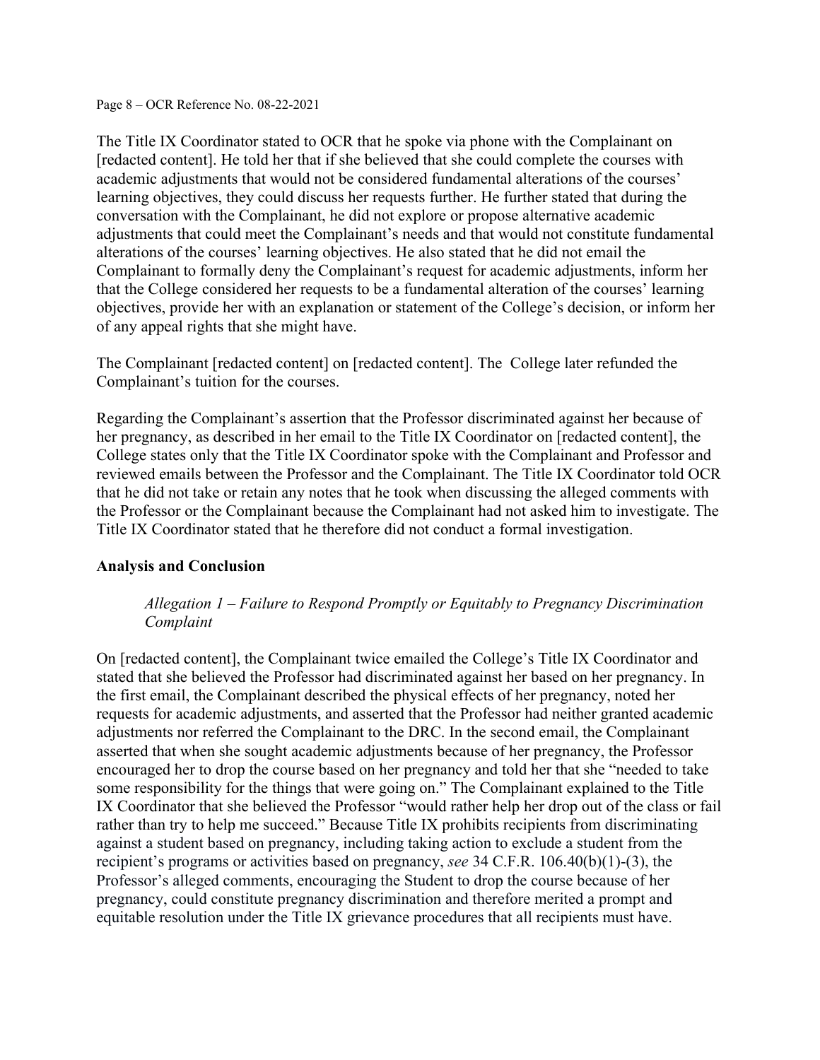The Title IX Coordinator stated to OCR that he spoke via phone with the Complainant on [redacted content]. He told her that if she believed that she could complete the courses with academic adjustments that would not be considered fundamental alterations of the courses' learning objectives, they could discuss her requests further. He further stated that during the conversation with the Complainant, he did not explore or propose alternative academic adjustments that could meet the Complainant's needs and that would not constitute fundamental alterations of the courses' learning objectives. He also stated that he did not email the Complainant to formally deny the Complainant's request for academic adjustments, inform her that the College considered her requests to be a fundamental alteration of the courses' learning objectives, provide her with an explanation or statement of the College's decision, or inform her of any appeal rights that she might have.

The Complainant [redacted content] on [redacted content]. The College later refunded the Complainant's tuition for the courses.

Regarding the Complainant's assertion that the Professor discriminated against her because of her pregnancy, as described in her email to the Title IX Coordinator on [redacted content], the College states only that the Title IX Coordinator spoke with the Complainant and Professor and reviewed emails between the Professor and the Complainant. The Title IX Coordinator told OCR that he did not take or retain any notes that he took when discussing the alleged comments with the Professor or the Complainant because the Complainant had not asked him to investigate. The Title IX Coordinator stated that he therefore did not conduct a formal investigation.

**Analysis and Conclusion**

*Allegation 1 – Failure to Respond Promptly or Equitably to Pregnancy Discrimination Complaint*

On [redacted content], the Complainant twice emailed the College's Title IX Coordinator and stated that she believed the Professor had discriminated against her based on her pregnancy. In the first email, the Complainant described the physical effects of her pregnancy, noted her requests for academic adjustments, and asserted that the Professor had neither granted academic adjustments nor referred the Complainant to the DRC. In the second email, the Complainant asserted that when she sought academic adjustments because of her pregnancy, the Professor encouraged her to drop the course based on her pregnancy and told her that she "needed to take some responsibility for the things that were going on." The Complainant explained to the Title IX Coordinator that she believed the Professor "would rather help her drop out of the class or fail rather than try to help me succeed." Because Title IX prohibits recipients from discriminating against a student based on pregnancy, including taking action to exclude a student from the recipient's programs or activities based on pregnancy, *see* 34 C.F.R. 106.40(b)(1)-(3), the Professor's alleged comments, encouraging the Student to drop the course because of her pregnancy, could constitute pregnancy discrimination and therefore merited a prompt and equitable resolution under the Title IX grievance procedures that all recipients must have.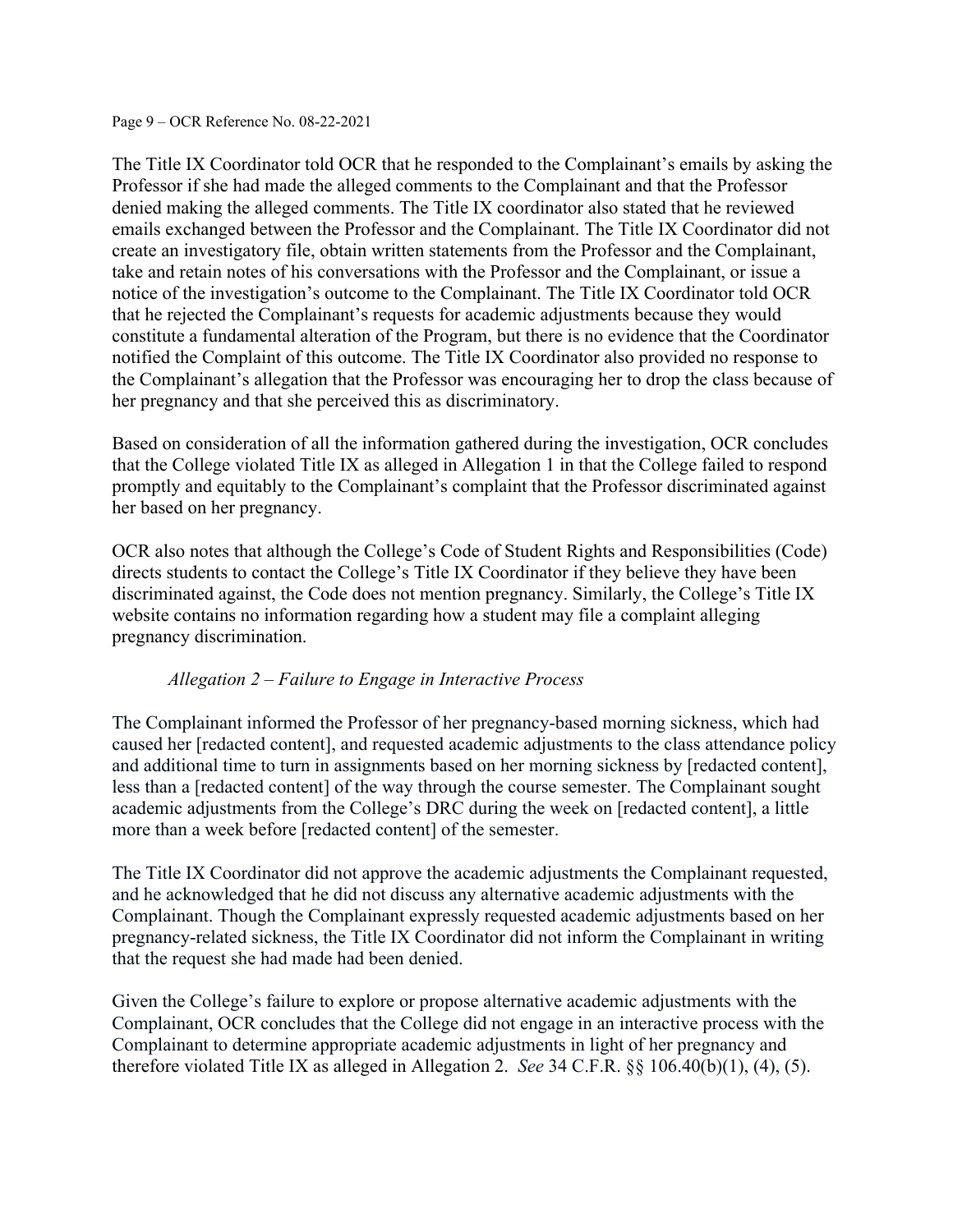The Title IX Coordinator told OCR that he responded to the Complainant's emails by asking the Professor if she had made the alleged comments to the Complainant and that the Professor denied making the alleged comments. The Title IX coordinator also stated that he reviewed emails exchanged between the Professor and the Complainant. The Title IX Coordinator did not create an investigatory file, obtain written statements from the Professor and the Complainant, take and retain notes of his conversations with the Professor and the Complainant, or issue a notice of the investigation's outcome to the Complainant. The Title IX Coordinator told OCR that he rejected the Complainant's requests for academic adjustments because they would constitute a fundamental alteration of the Program, but there is no evidence that the Coordinator notified the Complaint of this outcome. The Title IX Coordinator also provided no response to the Complainant's allegation that the Professor was encouraging her to drop the class because of her pregnancy and that she perceived this as discriminatory.

Based on consideration of all the information gathered during the investigation, OCR concludes that the College violated Title IX as alleged in Allegation 1 in that the College failed to respond promptly and equitably to the Complainant's complaint that the Professor discriminated against her based on her pregnancy.

OCR also notes that although the College's Code of Student Rights and Responsibilities (Code) directs students to contact the College's Title IX Coordinator if they believe they have been discriminated against, the Code does not mention pregnancy. Similarly, the College's Title IX website contains no information regarding how a student may file a complaint alleging pregnancy discrimination.

*Allegation 2 – Failure to Engage in Interactive Process*

The Complainant informed the Professor of her pregnancy-based morning sickness, which had caused her [redacted content], and requested academic adjustments to the class attendance policy and additional time to turn in assignments based on her morning sickness by [redacted content], less than a [redacted content] of the way through the course semester. The Complainant sought academic adjustments from the College's DRC during the week on [redacted content], a little more than a week before [redacted content] of the semester.

The Title IX Coordinator did not approve the academic adjustments the Complainant requested, and he acknowledged that he did not discuss any alternative academic adjustments with the Complainant. Though the Complainant expressly requested academic adjustments based on her pregnancy-related sickness, the Title IX Coordinator did not inform the Complainant in writing that the request she had made had been denied.

Given the College's failure to explore or propose alternative academic adjustments with the Complainant, OCR concludes that the College did not engage in an interactive process with the Complainant to determine appropriate academic adjustments in light of her pregnancy and therefore violated Title IX as alleged in Allegation 2. *See* 34 C.F.R. §§ 106.40(b)(1), (4), (5).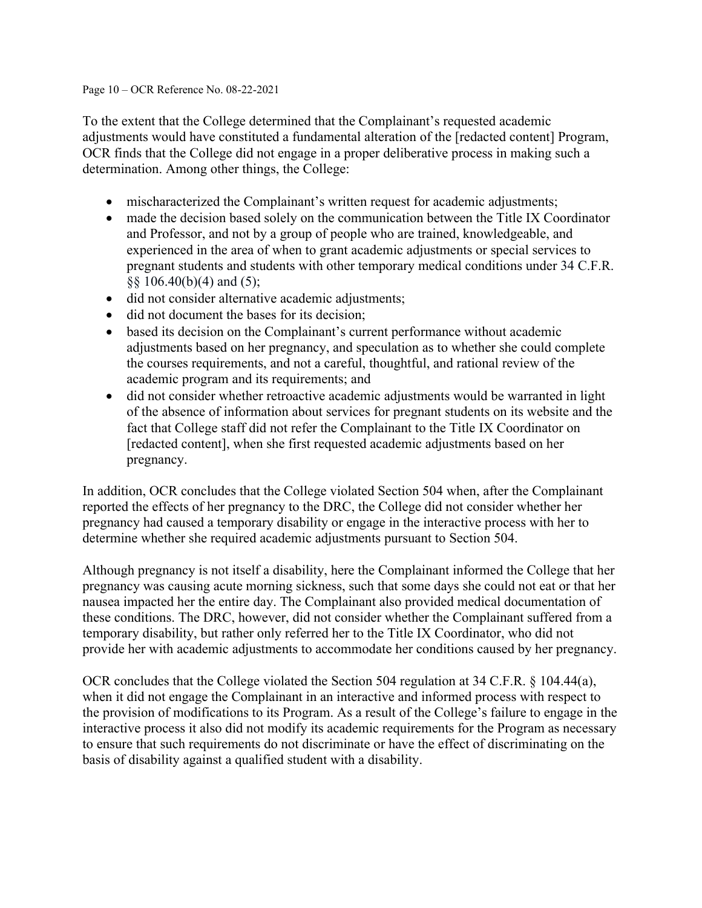To the extent that the College determined that the Complainant's requested academic adjustments would have constituted a fundamental alteration of the [redacted content] Program, OCR finds that the College did not engage in a proper deliberative process in making such a determination. Among other things, the College:

- mischaracterized the Complainant's written request for academic adjustments;
- made the decision based solely on the communication between the Title IX Coordinator and Professor, and not by a group of people who are trained, knowledgeable, and experienced in the area of when to grant academic adjustments or special services to pregnant students and students with other temporary medical conditions under 34 C.F.R. §§ 106.40(b)(4) and (5);
- did not consider alternative academic adjustments;
- did not document the bases for its decision;
- based its decision on the Complainant's current performance without academic adjustments based on her pregnancy, and speculation as to whether she could complete the courses requirements, and not a careful, thoughtful, and rational review of the academic program and its requirements; and
- did not consider whether retroactive academic adjustments would be warranted in light of the absence of information about services for pregnant students on its website and the fact that College staff did not refer the Complainant to the Title IX Coordinator on [redacted content], when she first requested academic adjustments based on her pregnancy.

In addition, OCR concludes that the College violated Section 504 when, after the Complainant reported the effects of her pregnancy to the DRC, the College did not consider whether her pregnancy had caused a temporary disability or engage in the interactive process with her to determine whether she required academic adjustments pursuant to Section 504.

Although pregnancy is not itself a disability, here the Complainant informed the College that her pregnancy was causing acute morning sickness, such that some days she could not eat or that her nausea impacted her the entire day. The Complainant also provided medical documentation of these conditions. The DRC, however, did not consider whether the Complainant suffered from a temporary disability, but rather only referred her to the Title IX Coordinator, who did not provide her with academic adjustments to accommodate her conditions caused by her pregnancy.

OCR concludes that the College violated the Section 504 regulation at 34 C.F.R. § 104.44(a), when it did not engage the Complainant in an interactive and informed process with respect to the provision of modifications to its Program. As a result of the College's failure to engage in the interactive process it also did not modify its academic requirements for the Program as necessary to ensure that such requirements do not discriminate or have the effect of discriminating on the basis of disability against a qualified student with a disability.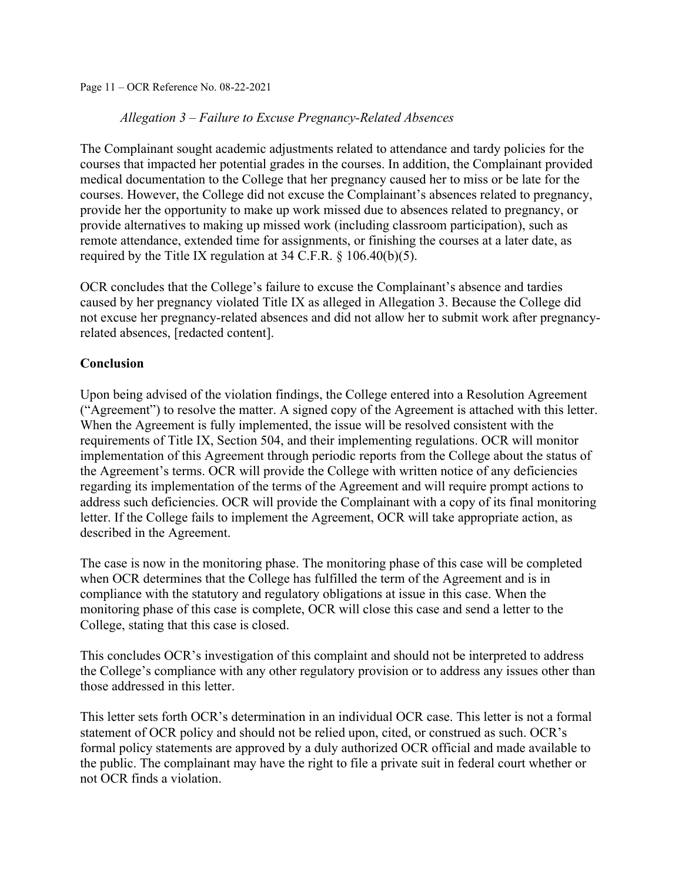*Allegation 3 – Failure to Excuse Pregnancy-Related Absences*

The Complainant sought academic adjustments related to attendance and tardy policies for the courses that impacted her potential grades in the courses. In addition, the Complainant provided medical documentation to the College that her pregnancy caused her to miss or be late for the courses. However, the College did not excuse the Complainant's absences related to pregnancy, provide her the opportunity to make up work missed due to absences related to pregnancy, or provide alternatives to making up missed work (including classroom participation), such as remote attendance, extended time for assignments, or finishing the courses at a later date, as required by the Title IX regulation at 34 C.F.R. § 106.40(b)(5).

OCR concludes that the College's failure to excuse the Complainant's absence and tardies caused by her pregnancy violated Title IX as alleged in Allegation 3. Because the College did not excuse her pregnancy-related absences and did not allow her to submit work after pregnancy-related absences, [redacted content].

**Conclusion**

Upon being advised of the violation findings, the College entered into a Resolution Agreement ("Agreement") to resolve the matter. A signed copy of the Agreement is attached with this letter. When the Agreement is fully implemented, the issue will be resolved consistent with the requirements of Title IX, Section 504, and their implementing regulations. OCR will monitor implementation of this Agreement through periodic reports from the College about the status of the Agreement's terms. OCR will provide the College with written notice of any deficiencies regarding its implementation of the terms of the Agreement and will require prompt actions to address such deficiencies. OCR will provide the Complainant with a copy of its final monitoring letter. If the College fails to implement the Agreement, OCR will take appropriate action, as described in the Agreement.

The case is now in the monitoring phase. The monitoring phase of this case will be completed when OCR determines that the College has fulfilled the term of the Agreement and is in compliance with the statutory and regulatory obligations at issue in this case. When the monitoring phase of this case is complete, OCR will close this case and send a letter to the College, stating that this case is closed.

This concludes OCR's investigation of this complaint and should not be interpreted to address the College's compliance with any other regulatory provision or to address any issues other than those addressed in this letter.

This letter sets forth OCR's determination in an individual OCR case. This letter is not a formal statement of OCR policy and should not be relied upon, cited, or construed as such. OCR's formal policy statements are approved by a duly authorized OCR official and made available to the public. The complainant may have the right to file a private suit in federal court whether or not OCR finds a violation.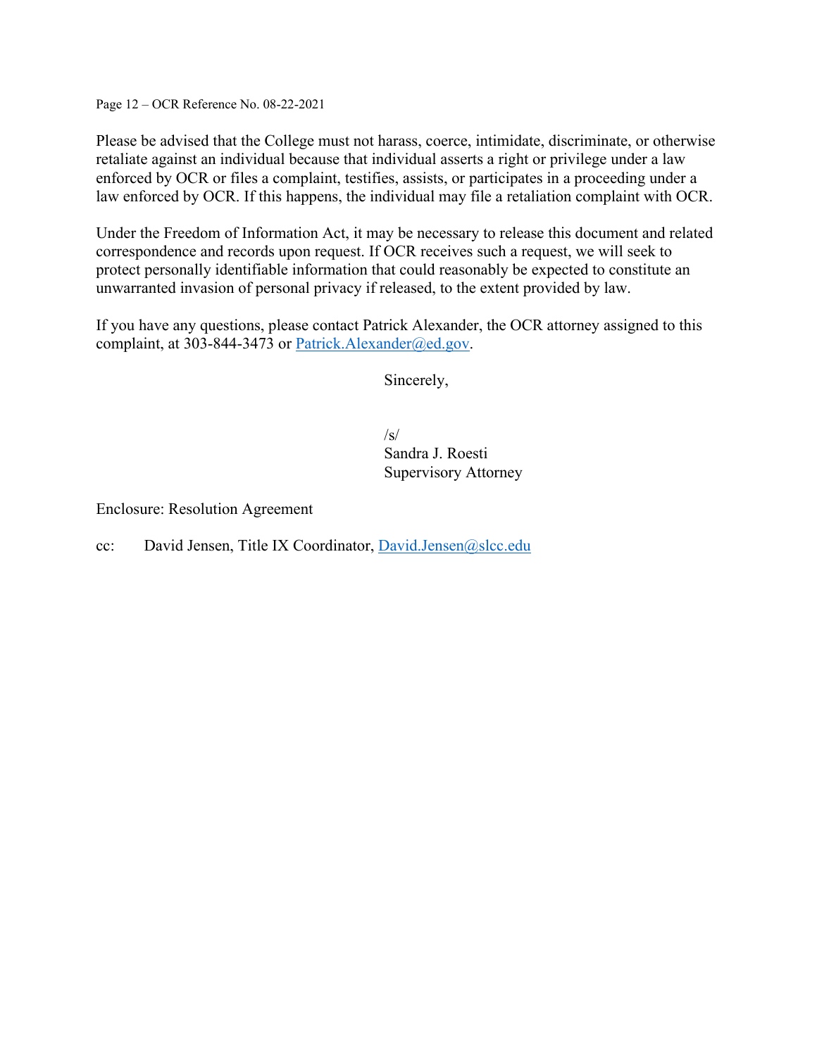Please be advised that the College must not harass, coerce, intimidate, discriminate, or otherwise retaliate against an individual because that individual asserts a right or privilege under a law enforced by OCR or files a complaint, testifies, assists, or participates in a proceeding under a law enforced by OCR. If this happens, the individual may file a retaliation complaint with OCR.

Under the Freedom of Information Act, it may be necessary to release this document and related correspondence and records upon request. If OCR receives such a request, we will seek to protect personally identifiable information that could reasonably be expected to constitute an unwarranted invasion of personal privacy if released, to the extent provided by law.

If you have any questions, please contact Patrick Alexander, the OCR attorney assigned to this complaint, at 303-844-3473 or Patrick.Alexander@ed.gov.

Sincerely,

/s/
Sandra J. Roesti
Supervisory Attorney

Enclosure: Resolution Agreement

cc: David Jensen, Title IX Coordinator, David.Jensen@slcc.edu